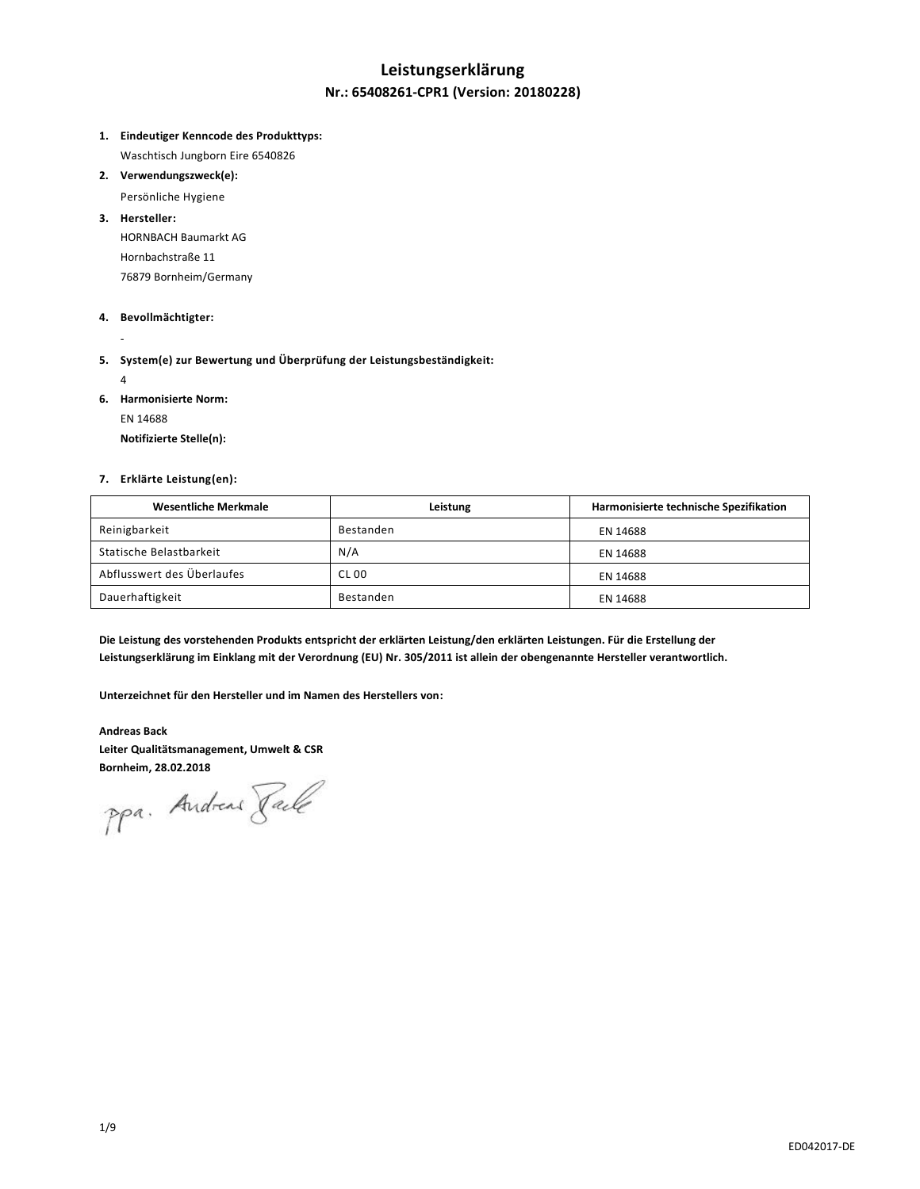# Leistungserklärung

## Nr.: 65408261-CPR1 (Version: 20180228)

1. **Eindeutiger Kenncode des Produkttyps:**
   Waschtisch Jungborn Eire 6540826
2. **Verwendungszweck(e):**
   Persönliche Hygiene
3. **Hersteller:**
   HORNBACH Baumarkt AG
   Hornbachstraße 11
   76879 Bornheim/Germany
4. **Bevollmächtigter:**
   -
5. **System(e) zur Bewertung und Überprüfung der Leistungsbeständigkeit:**
   4
6. **Harmonisierte Norm:**
   EN 14688
   **Notifizierte Stelle(n):**
7. **Erklärte Leistung(en):**

| Wesentliche Merkmale | Leistung | Harmonisierte technische Spezifikation |
|---|---|---|
| Reinigbarkeit | Bestanden | EN 14688 |
| Statische Belastbarkeit | N/A | EN 14688 |
| Abflusswert des Überlaufes | CL 00 | EN 14688 |
| Dauerhaftigkeit | Bestanden | EN 14688 |

**Die Leistung des vorstehenden Produkts entspricht der erklärten Leistung/den erklärten Leistungen. Für die Erstellung der Leistungserklärung im Einklang mit der Verordnung (EU) Nr. 305/2011 ist allein der obengenannte Hersteller verantwortlich.**

**Unterzeichnet für den Hersteller und im Namen des Herstellers von:**

**Andreas Back**
**Leiter Qualitätsmanagement, Umwelt & CSR**
**Bornheim, 28.02.2018**

ppa. Andreas Back

ED042017-DE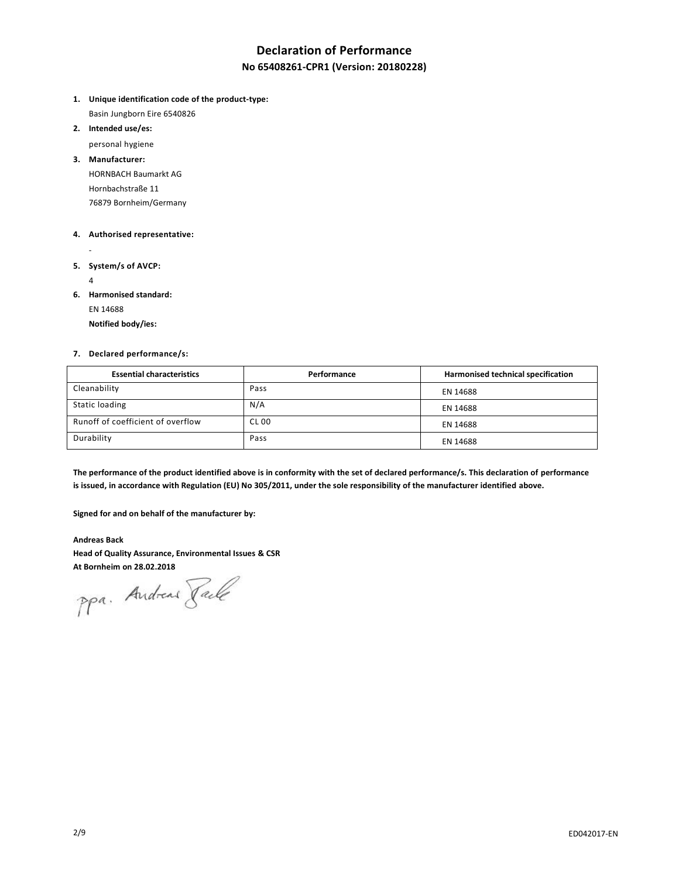# Declaration of Performance

## No 65408261-CPR1 (Version: 20180228)

1. **Unique identification code of the product-type:**
   Basin Jungborn Eire 6540826
2. **Intended use/es:**
   personal hygiene
3. **Manufacturer:**
   HORNBACH Baumarkt AG
   Hornbachstraße 11
   76879 Bornheim/Germany
4. **Authorised representative:**
   -
5. **System/s of AVCP:**
   4
6. **Harmonised standard:**
   EN 14688
   **Notified body/ies:**
7. **Declared performance/s:**

| Essential characteristics | Performance | Harmonised technical specification |
|---|---|---|
| Cleanability | Pass | EN 14688 |
| Static loading | N/A | EN 14688 |
| Runoff of coefficient of overflow | CL 00 | EN 14688 |
| Durability | Pass | EN 14688 |

**The performance of the product identified above is in conformity with the set of declared performance/s. This declaration of performance is issued, in accordance with Regulation (EU) No 305/2011, under the sole responsibility of the manufacturer identified above.**

**Signed for and on behalf of the manufacturer by:**

**Andreas Back**
**Head of Quality Assurance, Environmental Issues & CSR**
**At Bornheim on 28.02.2018**

ppa. Andreas Back

ED042017-EN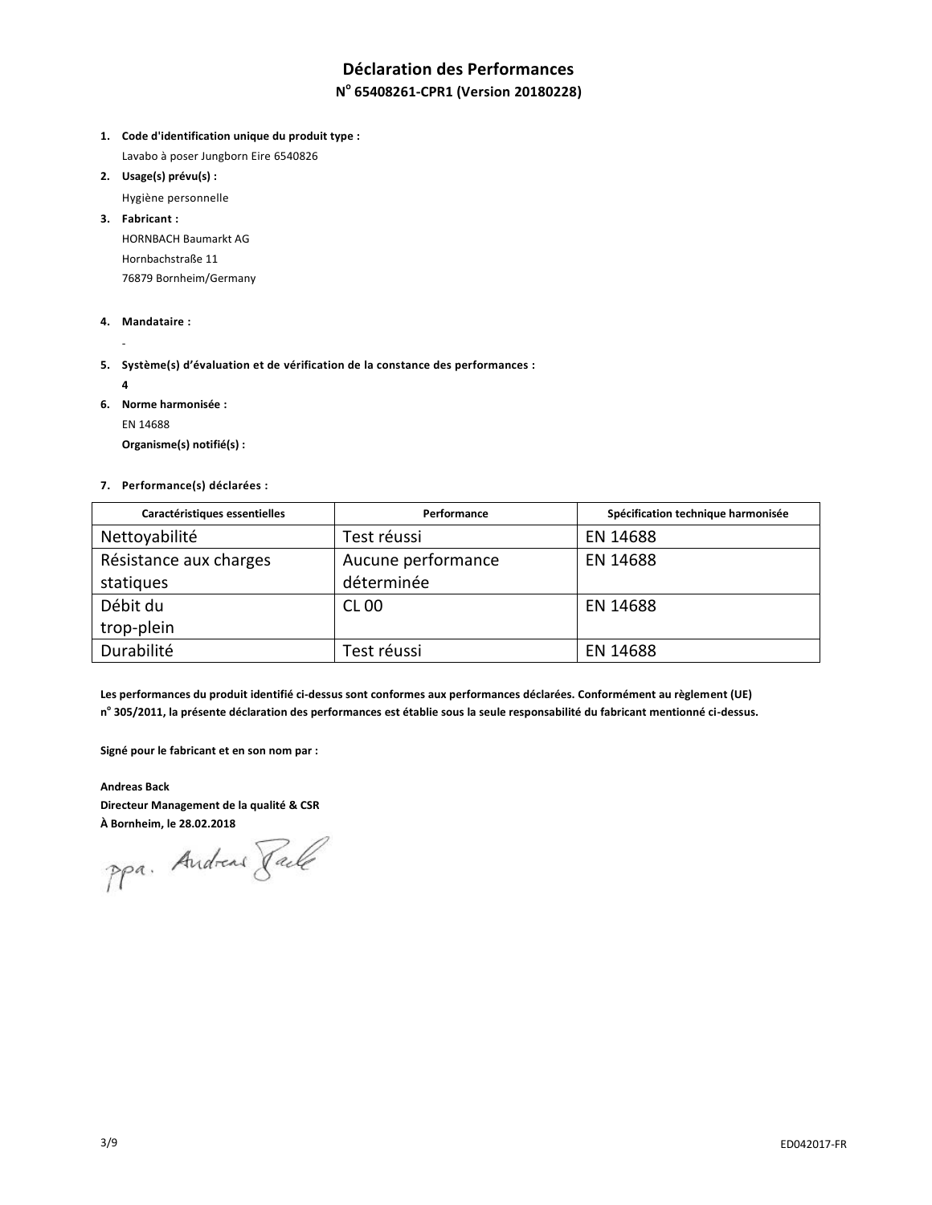# Déclaration des Performances

## N° 65408261-CPR1 (Version 20180228)

1. **Code d'identification unique du produit type :**
   Lavabo à poser Jungborn Eire 6540826
2. **Usage(s) prévu(s) :**
   Hygiène personnelle
3. **Fabricant :**
   HORNBACH Baumarkt AG
   Hornbachstraße 11
   76879 Bornheim/Germany
4. **Mandataire :**
   -
5. **Système(s) d'évaluation et de vérification de la constance des performances :**
   **4**
6. **Norme harmonisée :**
   EN 14688
   **Organisme(s) notifié(s) :**
7. **Performance(s) déclarées :**

| Caractéristiques essentielles | Performance | Spécification technique harmonisée |
|---|---|---|
| Nettoyabilité | Test réussi | EN 14688 |
| Résistance aux charges statiques | Aucune performance déterminée | EN 14688 |
| Débit du trop-plein | CL 00 | EN 14688 |
| Durabilité | Test réussi | EN 14688 |

**Les performances du produit identifié ci-dessus sont conformes aux performances déclarées. Conformément au règlement (UE) n° 305/2011, la présente déclaration des performances est établie sous la seule responsabilité du fabricant mentionné ci-dessus.**

**Signé pour le fabricant et en son nom par :**

**Andreas Back**
**Directeur Management de la qualité & CSR**
**À Bornheim, le 28.02.2018**

ppa. Andreas Back

ED042017-FR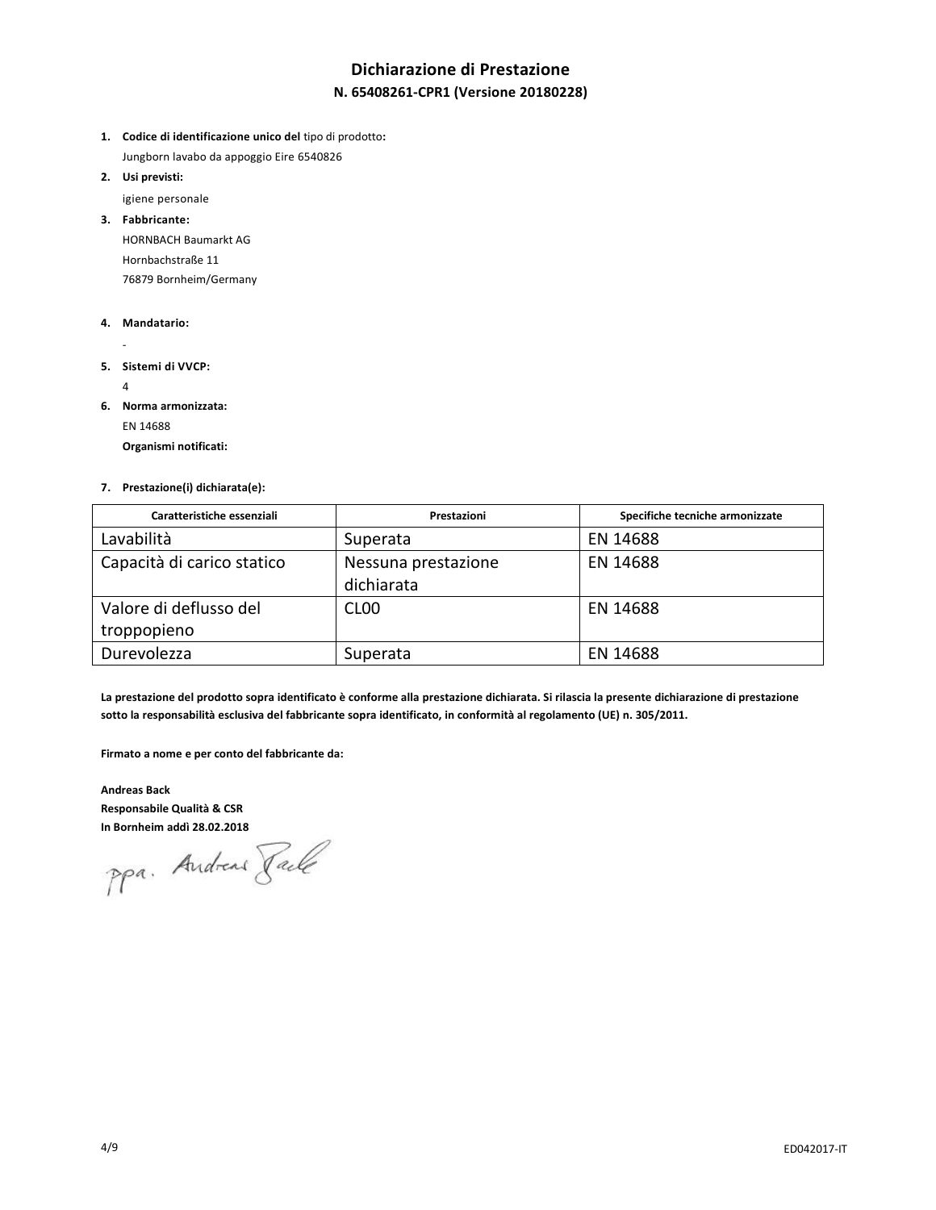# Dichiarazione di Prestazione

## N. 65408261-CPR1 (Versione 20180228)

1. **Codice di identificazione unico del** tipo di prodotto**:**
   Jungborn lavabo da appoggio Eire 6540826
2. **Usi previsti:**
   igiene personale
3. **Fabbricante:**
   HORNBACH Baumarkt AG
   Hornbachstraße 11
   76879 Bornheim/Germany
4. **Mandatario:**
   -
5. **Sistemi di VVCP:**
   4
6. **Norma armonizzata:**
   EN 14688
   **Organismi notificati:**
7. **Prestazione(i) dichiarata(e):**

| Caratteristiche essenziali | Prestazioni | Specifiche tecniche armonizzate |
|---|---|---|
| Lavabilità | Superata | EN 14688 |
| Capacità di carico statico | Nessuna prestazione dichiarata | EN 14688 |
| Valore di deflusso del troppopieno | CL00 | EN 14688 |
| Durevolezza | Superata | EN 14688 |

**La prestazione del prodotto sopra identificato è conforme alla prestazione dichiarata. Si rilascia la presente dichiarazione di prestazione sotto la responsabilità esclusiva del fabbricante sopra identificato, in conformità al regolamento (UE) n. 305/2011.**

**Firmato a nome e per conto del fabbricante da:**

**Andreas Back**
**Responsabile Qualità & CSR**
**In Bornheim addì 28.02.2018**

ppa. Andreas Back

ED042017-IT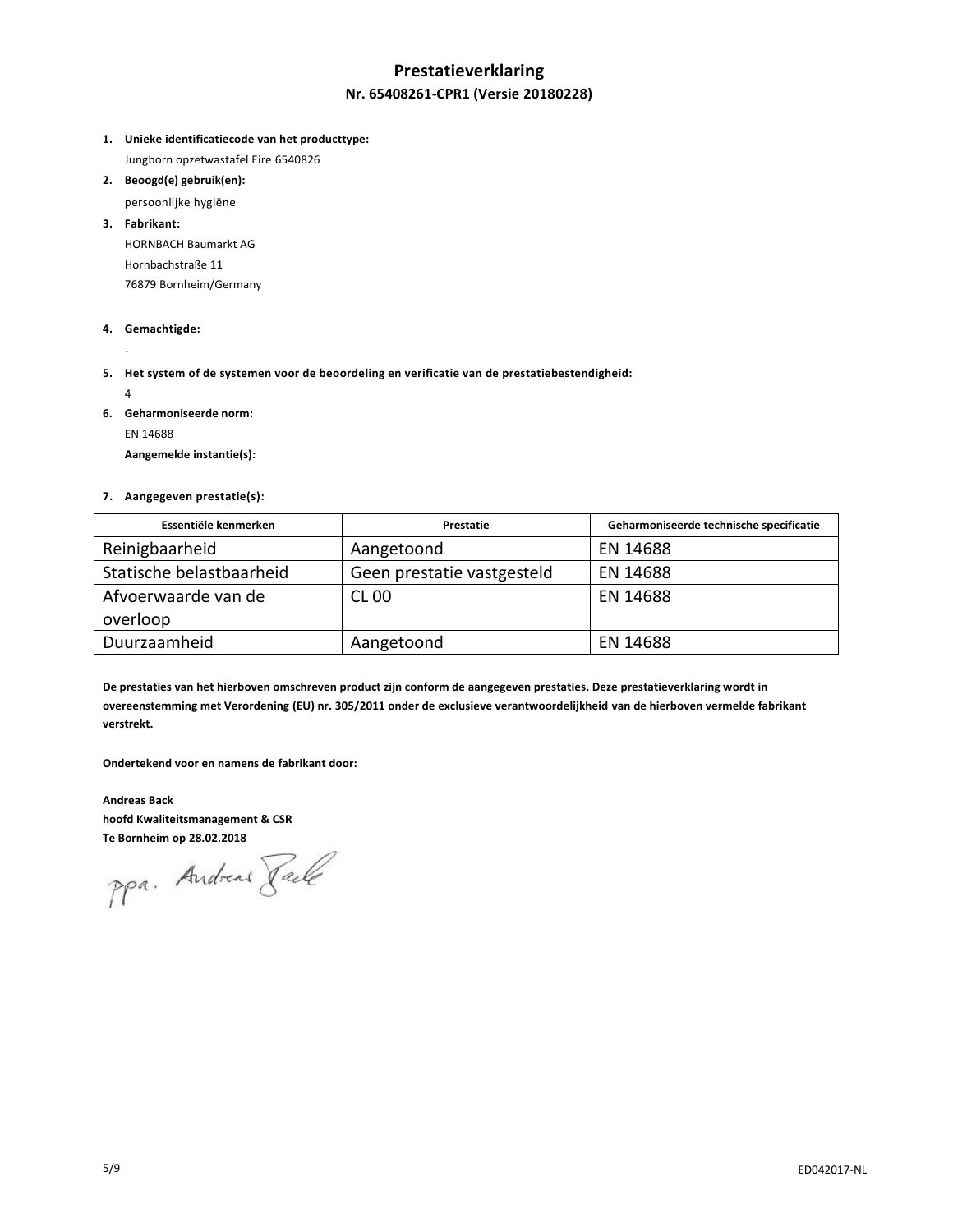# Prestatieverklaring

## Nr. 65408261-CPR1 (Versie 20180228)

1. **Unieke identificatiecode van het producttype:**
   Jungborn opzetwastafel Eire 6540826
2. **Beoogd(e) gebruik(en):**
   persoonlijke hygiëne
3. **Fabrikant:**
   HORNBACH Baumarkt AG
   Hornbachstraße 11
   76879 Bornheim/Germany
4. **Gemachtigde:**
   -
5. **Het system of de systemen voor de beoordeling en verificatie van de prestatiebestendigheid:**
   4
6. **Geharmoniseerde norm:**
   EN 14688
   **Aangemelde instantie(s):**
7. **Aangegeven prestatie(s):**

| Essentiële kenmerken | Prestatie | Geharmoniseerde technische specificatie |
|---|---|---|
| Reinigbaarheid | Aangetoond | EN 14688 |
| Statische belastbaarheid | Geen prestatie vastgesteld | EN 14688 |
| Afvoerwaarde van de overloop | CL 00 | EN 14688 |
| Duurzaamheid | Aangetoond | EN 14688 |

**De prestaties van het hierboven omschreven product zijn conform de aangegeven prestaties. Deze prestatieverklaring wordt in overeenstemming met Verordening (EU) nr. 305/2011 onder de exclusieve verantwoordelijkheid van de hierboven vermelde fabrikant verstrekt.**

**Ondertekend voor en namens de fabrikant door:**

**Andreas Back**
**hoofd Kwaliteitsmanagement & CSR**
**Te Bornheim op 28.02.2018**

ppa. Andreas Back

ED042017-NL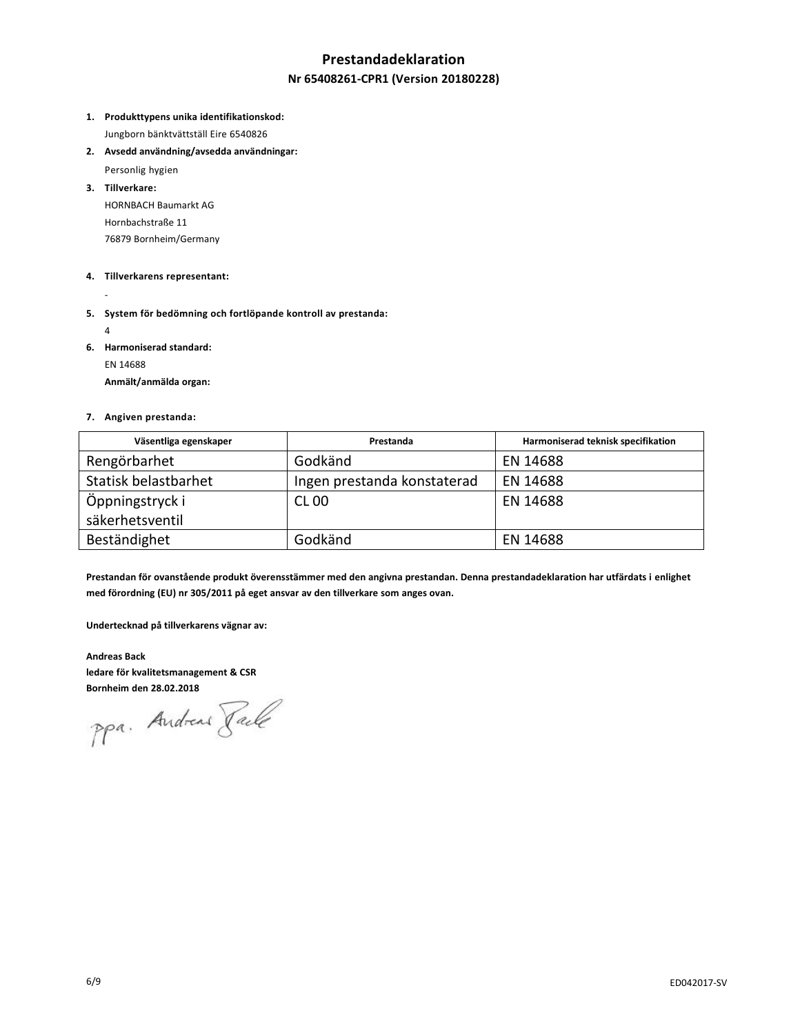# Prestandadeklaration

## Nr 65408261-CPR1 (Version 20180228)

1. **Produkttypens unika identifikationskod:**
   Jungborn bänktvättställ Eire 6540826
2. **Avsedd användning/avsedda användningar:**
   Personlig hygien
3. **Tillverkare:**
   HORNBACH Baumarkt AG
   Hornbachstraße 11
   76879 Bornheim/Germany
4. **Tillverkarens representant:**
   -
5. **System för bedömning och fortlöpande kontroll av prestanda:**
   4
6. **Harmoniserad standard:**
   EN 14688
   **Anmält/anmälda organ:**
7. **Angiven prestanda:**

| Väsentliga egenskaper | Prestanda | Harmoniserad teknisk specifikation |
|---|---|---|
| Rengörbarhet | Godkänd | EN 14688 |
| Statisk belastbarhet | Ingen prestanda konstaterad | EN 14688 |
| Öppningstryck i säkerhetsventil | CL 00 | EN 14688 |
| Beständighet | Godkänd | EN 14688 |

**Prestandan för ovanstående produkt överensstämmer med den angivna prestandan. Denna prestandadeklaration har utfärdats i enlighet med förordning (EU) nr 305/2011 på eget ansvar av den tillverkare som anges ovan.**

**Undertecknad på tillverkarens vägnar av:**

**Andreas Back**
**ledare för kvalitetsmanagement & CSR**
**Bornheim den 28.02.2018**

ppa. Andreas Back

ED042017-SV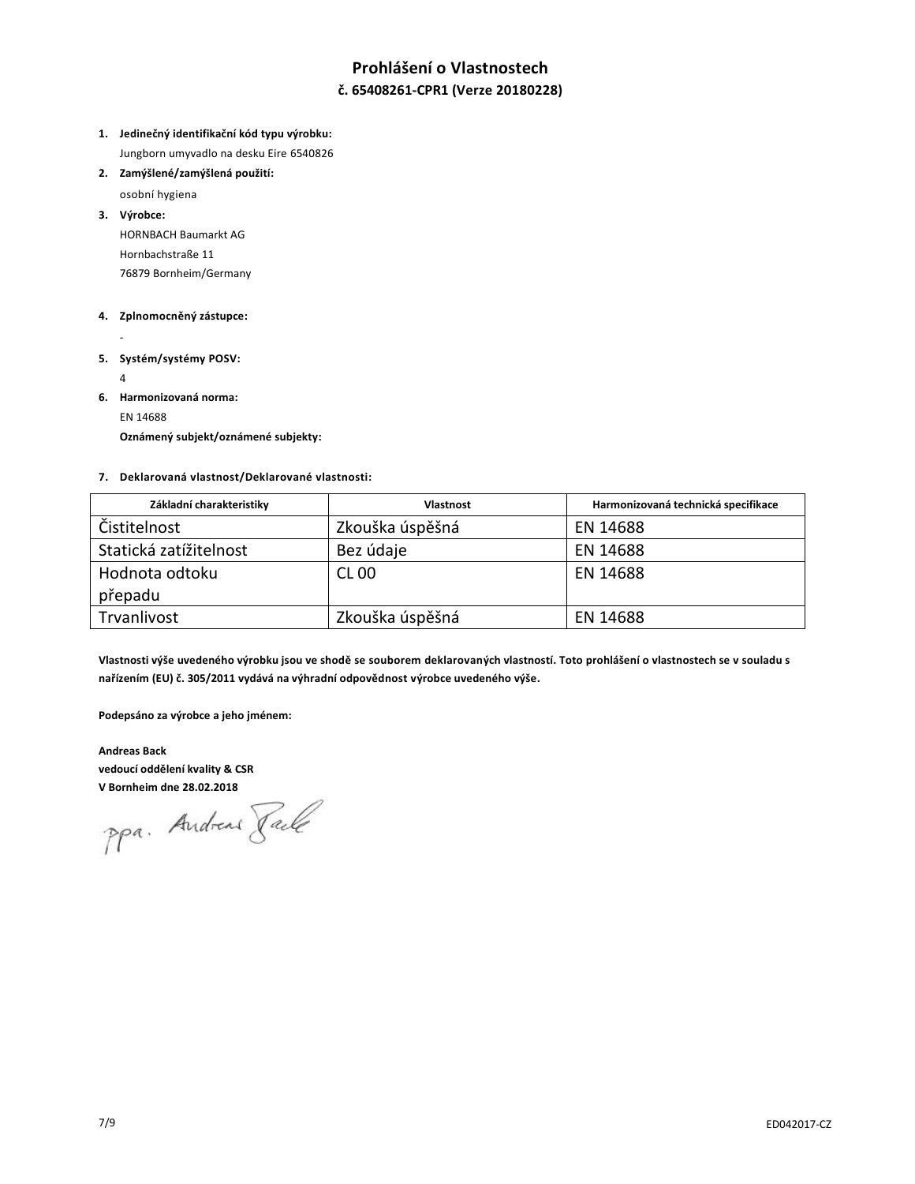# Prohlášení o Vlastnostech

## č. 65408261-CPR1 (Verze 20180228)

1. **Jedinečný identifikační kód typu výrobku:**
   Jungborn umyvadlo na desku Eire 6540826
2. **Zamýšlené/zamýšlená použití:**
   osobní hygiena
3. **Výrobce:**
   HORNBACH Baumarkt AG
   Hornbachstraße 11
   76879 Bornheim/Germany
4. **Zplnomocněný zástupce:**
   -
5. **Systém/systémy POSV:**
   4
6. **Harmonizovaná norma:**
   EN 14688
   **Oznámený subjekt/oznámené subjekty:**
7. **Deklarovaná vlastnost/Deklarované vlastnosti:**

| Základní charakteristiky | Vlastnost | Harmonizovaná technická specifikace |
| --- | --- | --- |
| Čistitelnost | Zkouška úspěšná | EN 14688 |
| Statická zatížitelnost | Bez údaje | EN 14688 |
| Hodnota odtoku přepadu | CL 00 | EN 14688 |
| Trvanlivost | Zkouška úspěšná | EN 14688 |

**Vlastnosti výše uvedeného výrobku jsou ve shodě se souborem deklarovaných vlastností. Toto prohlášení o vlastnostech se v souladu s nařízením (EU) č. 305/2011 vydává na výhradní odpovědnost výrobce uvedeného výše.**

**Podepsáno za výrobce a jeho jménem:**

**Andreas Back**
**vedoucí oddělení kvality & CSR**
**V Bornheim dne 28.02.2018**

ppa. Andreas Back

ED042017-CZ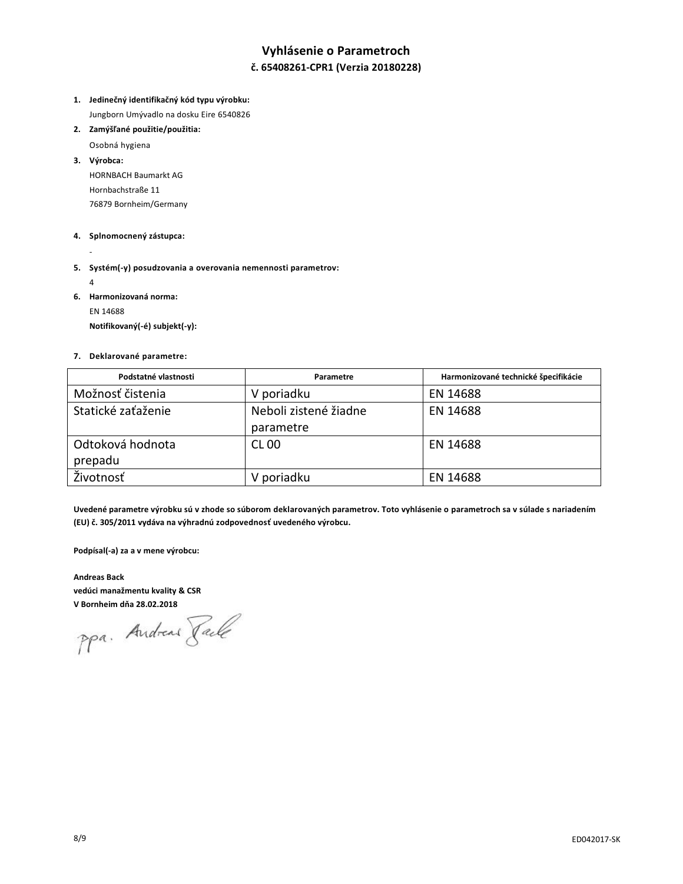# Vyhlásenie o Parametroch

## č. 65408261-CPR1 (Verzia 20180228)

1. **Jedinečný identifikačný kód typu výrobku:**
   Jungborn Umývadlo na dosku Eire 6540826
2. **Zamýšľané použitie/použitia:**
   Osobná hygiena
3. **Výrobca:**
   HORNBACH Baumarkt AG
   Hornbachstraße 11
   76879 Bornheim/Germany
4. **Splnomocnený zástupca:**
   -
5. **Systém(-y) posudzovania a overovania nemennosti parametrov:**
   4
6. **Harmonizovaná norma:**
   EN 14688
   **Notifikovaný(-é) subjekt(-y):**
7. **Deklarované parametre:**

| Podstatné vlastnosti | Parametre | Harmonizované technické špecifikácie |
|---|---|---|
| Možnosť čistenia | V poriadku | EN 14688 |
| Statické zaťaženie | Neboli zistené žiadne parametre | EN 14688 |
| Odtoková hodnota prepadu | CL 00 | EN 14688 |
| Životnosť | V poriadku | EN 14688 |

**Uvedené parametre výrobku sú v zhode so súborom deklarovaných parametrov. Toto vyhlásenie o parametroch sa v súlade s nariadením (EU) č. 305/2011 vydáva na výhradnú zodpovednosť uvedeného výrobcu.**

**Podpísal(-a) za a v mene výrobcu:**

**Andreas Back**
**vedúci manažmentu kvality & CSR**
**V Bornheim dňa 28.02.2018**

ppa. Andreas Back

ED042017-SK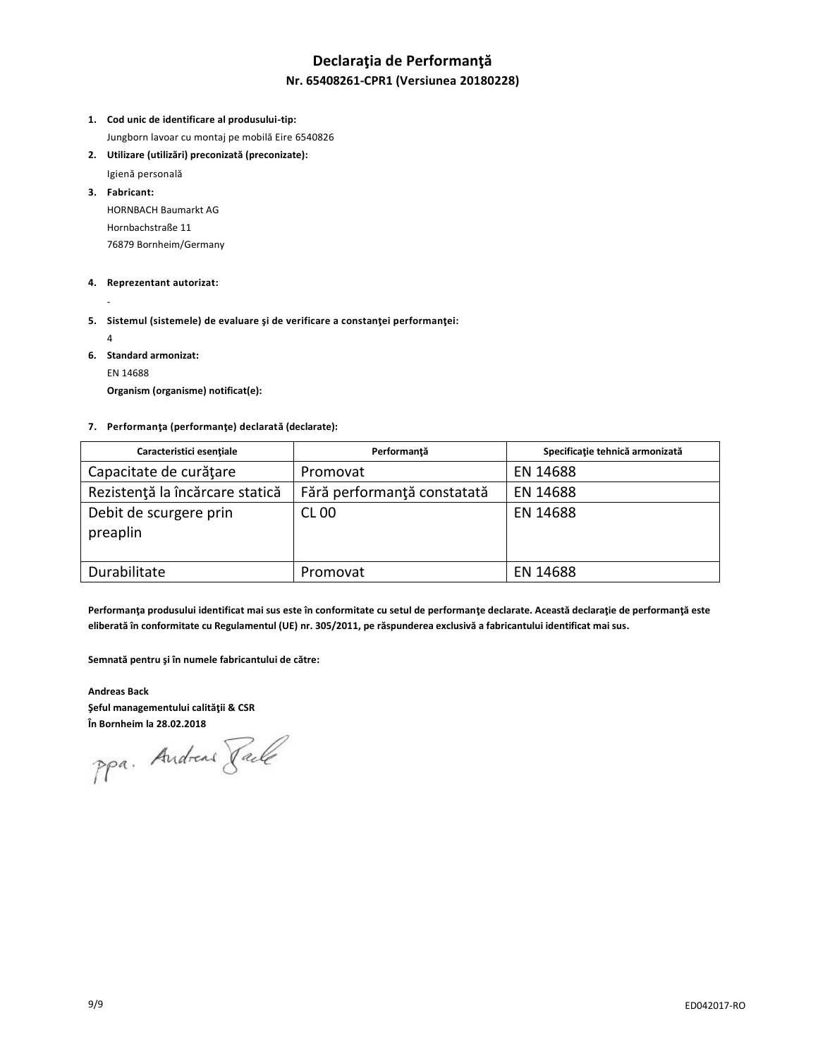# Declaraţia de Performanţă

## Nr. 65408261-CPR1 (Versiunea 20180228)

1. **Cod unic de identificare al produsului-tip:**
   Jungborn lavoar cu montaj pe mobilă Eire 6540826
2. **Utilizare (utilizări) preconizată (preconizate):**
   Igienă personală
3. **Fabricant:**
   HORNBACH Baumarkt AG
   Hornbachstraße 11
   76879 Bornheim/Germany
4. **Reprezentant autorizat:**
   -
5. **Sistemul (sistemele) de evaluare şi de verificare a constanţei performanţei:**
   4
6. **Standard armonizat:**
   EN 14688
   **Organism (organisme) notificat(e):**
7. **Performanţa (performanţe) declarată (declarate):**

| Caracteristici esenţiale | Performanţă | Specificaţie tehnică armonizată |
|---|---|---|
| Capacitate de curăţare | Promovat | EN 14688 |
| Rezistenţă la încărcare statică | Fără performanţă constatată | EN 14688 |
| Debit de scurgere prin preaplin | CL 00 | EN 14688 |
| Durabilitate | Promovat | EN 14688 |

**Performanţa produsului identificat mai sus este în conformitate cu setul de performanţe declarate. Această declaraţie de performanţă este eliberată în conformitate cu Regulamentul (UE) nr. 305/2011, pe răspunderea exclusivă a fabricantului identificat mai sus.**

**Semnată pentru şi în numele fabricantului de către:**

**Andreas Back**
**Şeful managementului calităţii & CSR**
**În Bornheim la 28.02.2018**

ppa. Andreas Back

ED042017-RO